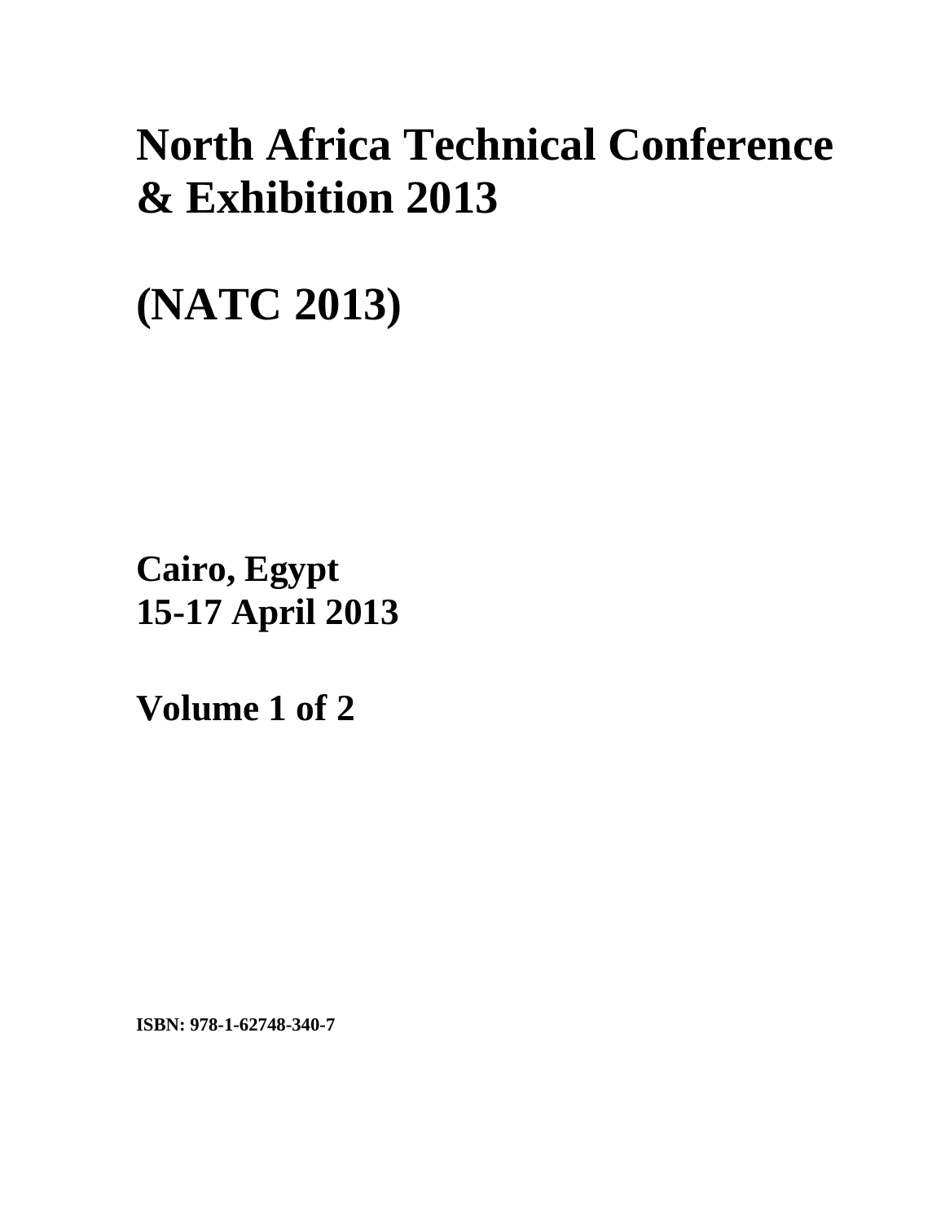# North Africa Technical Conference & Exhibition 2013

# (NATC 2013)

**Cairo, Egypt**
**15-17 April 2013**

**Volume 1 of 2**

**ISBN: 978-1-62748-340-7**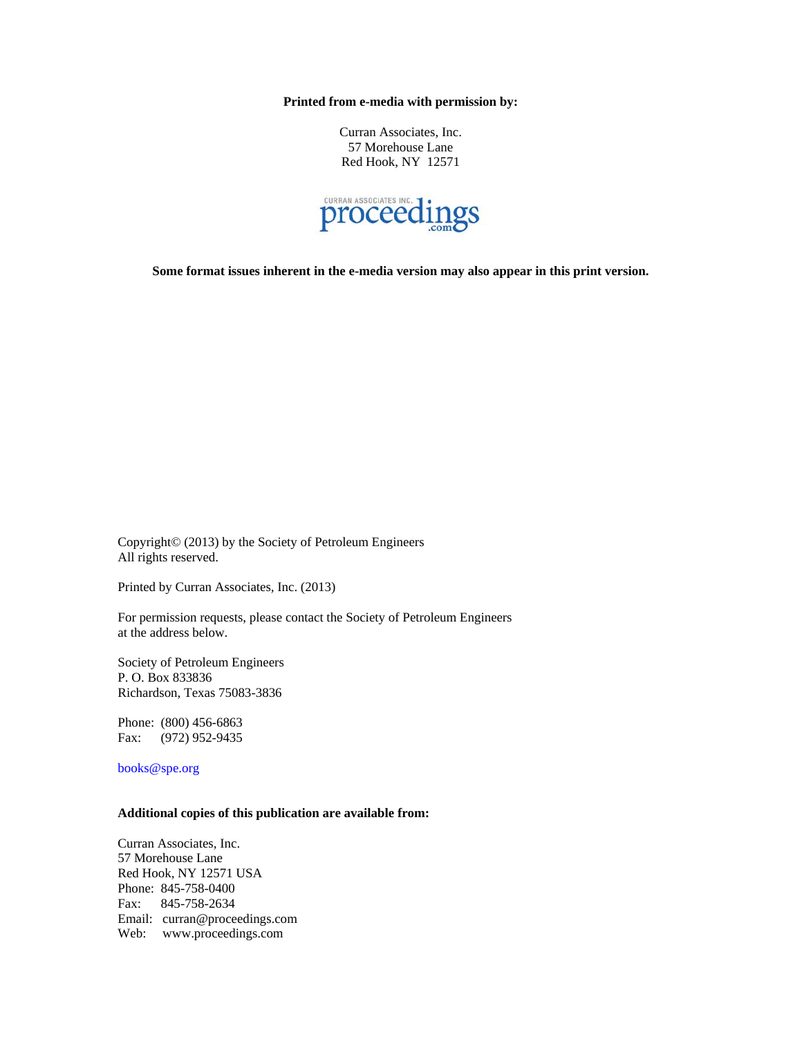**Printed from e-media with permission by:**

Curran Associates, Inc.
57 Morehouse Lane
Red Hook, NY 12571

CURRAN ASSOCIATES INC.
proceedings.com

**Some format issues inherent in the e-media version may also appear in this print version.**

Copyright© (2013) by the Society of Petroleum Engineers
All rights reserved.

Printed by Curran Associates, Inc. (2013)

For permission requests, please contact the Society of Petroleum Engineers
at the address below.

Society of Petroleum Engineers
P. O. Box 833836
Richardson, Texas 75083-3836

Phone: (800) 456-6863
Fax: (972) 952-9435

books@spe.org

**Additional copies of this publication are available from:**

Curran Associates, Inc.
57 Morehouse Lane
Red Hook, NY 12571 USA
Phone: 845-758-0400
Fax: 845-758-2634
Email: curran@proceedings.com
Web: www.proceedings.com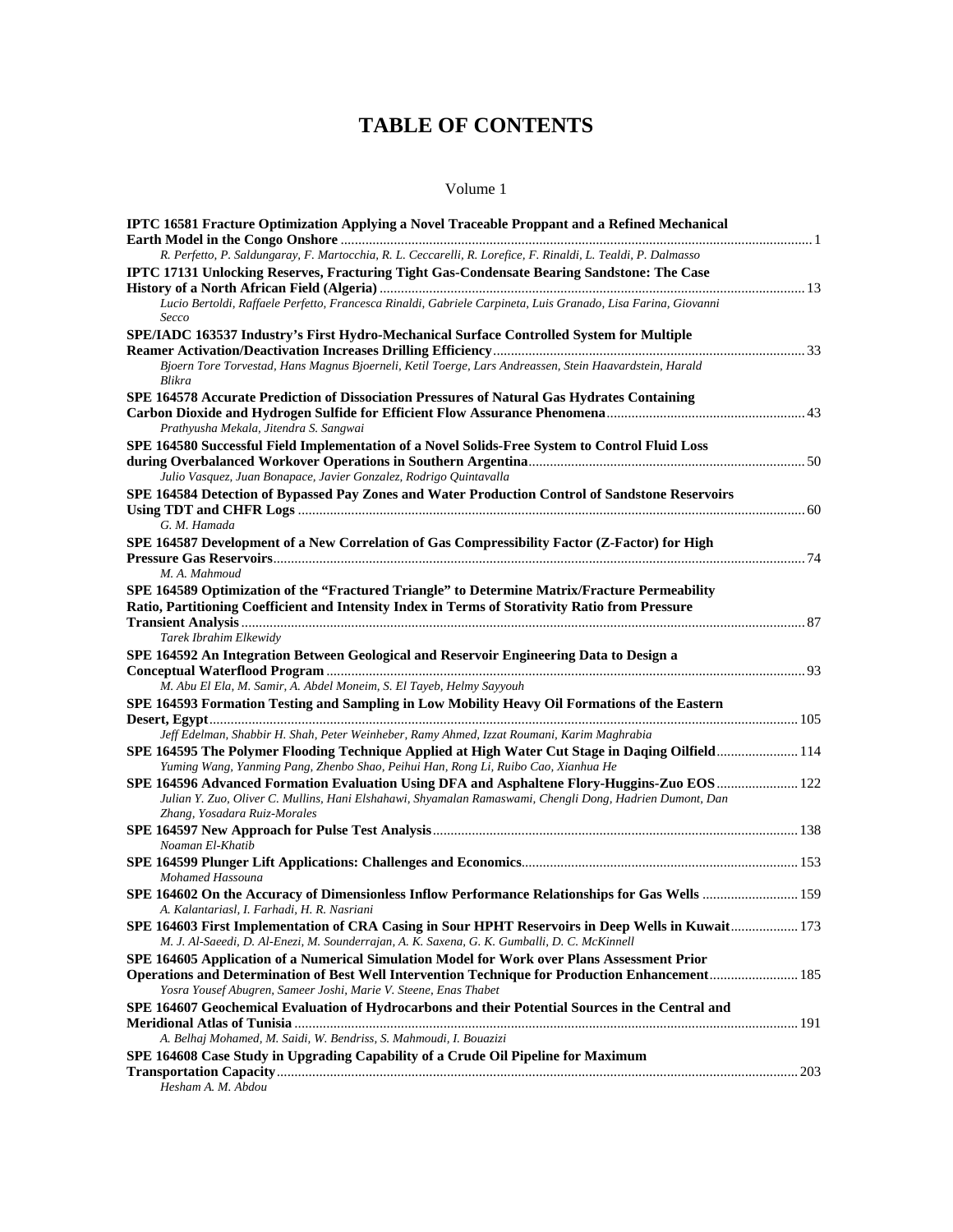# TABLE OF CONTENTS

## Volume 1

**IPTC 16581 Fracture Optimization Applying a Novel Traceable Proppant and a Refined Mechanical Earth Model in the Congo Onshore** ........ 1
*R. Perfetto, P. Saldungaray, F. Martocchia, R. L. Ceccarelli, R. Lorefice, F. Rinaldi, L. Tealdi, P. Dalmasso*

**IPTC 17131 Unlocking Reserves, Fracturing Tight Gas-Condensate Bearing Sandstone: The Case History of a North African Field (Algeria)** ........ 13
*Lucio Bertoldi, Raffaele Perfetto, Francesca Rinaldi, Gabriele Carpineta, Luis Granado, Lisa Farina, Giovanni Secco*

**SPE/IADC 163537 Industry's First Hydro-Mechanical Surface Controlled System for Multiple Reamer Activation/Deactivation Increases Drilling Efficiency** ........ 33
*Bjoern Tore Torvestad, Hans Magnus Bjoerneli, Ketil Toerge, Lars Andreassen, Stein Haavardstein, Harald Blikra*

**SPE 164578 Accurate Prediction of Dissociation Pressures of Natural Gas Hydrates Containing Carbon Dioxide and Hydrogen Sulfide for Efficient Flow Assurance Phenomena** ........ 43
*Prathyusha Mekala, Jitendra S. Sangwai*

**SPE 164580 Successful Field Implementation of a Novel Solids-Free System to Control Fluid Loss during Overbalanced Workover Operations in Southern Argentina** ........ 50
*Julio Vasquez, Juan Bonapace, Javier Gonzalez, Rodrigo Quintavalla*

**SPE 164584 Detection of Bypassed Pay Zones and Water Production Control of Sandstone Reservoirs Using TDT and CHFR Logs** ........ 60
*G. M. Hamada*

**SPE 164587 Development of a New Correlation of Gas Compressibility Factor (Z-Factor) for High Pressure Gas Reservoirs** ........ 74
*M. A. Mahmoud*

**SPE 164589 Optimization of the "Fractured Triangle" to Determine Matrix/Fracture Permeability Ratio, Partitioning Coefficient and Intensity Index in Terms of Storativity Ratio from Pressure Transient Analysis** ........ 87
*Tarek Ibrahim Elkewidy*

**SPE 164592 An Integration Between Geological and Reservoir Engineering Data to Design a Conceptual Waterflood Program** ........ 93
*M. Abu El Ela, M. Samir, A. Abdel Moneim, S. El Tayeb, Helmy Sayyouh*

**SPE 164593 Formation Testing and Sampling in Low Mobility Heavy Oil Formations of the Eastern Desert, Egypt** ........ 105
*Jeff Edelman, Shabbir H. Shah, Peter Weinheber, Ramy Ahmed, Izzat Roumani, Karim Maghrabia*

**SPE 164595 The Polymer Flooding Technique Applied at High Water Cut Stage in Daqing Oilfield** ........ 114
*Yuming Wang, Yanming Pang, Zhenbo Shao, Peihui Han, Rong Li, Ruibo Cao, Xianhua He*

**SPE 164596 Advanced Formation Evaluation Using DFA and Asphaltene Flory-Huggins-Zuo EOS** ........ 122
*Julian Y. Zuo, Oliver C. Mullins, Hani Elshahawi, Shyamalan Ramaswami, Chengli Dong, Hadrien Dumont, Dan Zhang, Yosadara Ruiz-Morales*

**SPE 164597 New Approach for Pulse Test Analysis** ........ 138
*Noaman El-Khatib*

**SPE 164599 Plunger Lift Applications: Challenges and Economics** ........ 153
*Mohamed Hassouna*

**SPE 164602 On the Accuracy of Dimensionless Inflow Performance Relationships for Gas Wells** ........ 159
*A. Kalantariasl, I. Farhadi, H. R. Nasriani*

**SPE 164603 First Implementation of CRA Casing in Sour HPHT Reservoirs in Deep Wells in Kuwait** ........ 173
*M. J. Al-Saeedi, D. Al-Enezi, M. Sounderrajan, A. K. Saxena, G. K. Gumballi, D. C. McKinnell*

**SPE 164605 Application of a Numerical Simulation Model for Work over Plans Assessment Prior Operations and Determination of Best Well Intervention Technique for Production Enhancement** ........ 185
*Yosra Yousef Abugren, Sameer Joshi, Marie V. Steene, Enas Thabet*

**SPE 164607 Geochemical Evaluation of Hydrocarbons and their Potential Sources in the Central and Meridional Atlas of Tunisia** ........ 191
*A. Belhaj Mohamed, M. Saidi, W. Bendriss, S. Mahmoudi, I. Bouazizi*

**SPE 164608 Case Study in Upgrading Capability of a Crude Oil Pipeline for Maximum Transportation Capacity** ........ 203
*Hesham A. M. Abdou*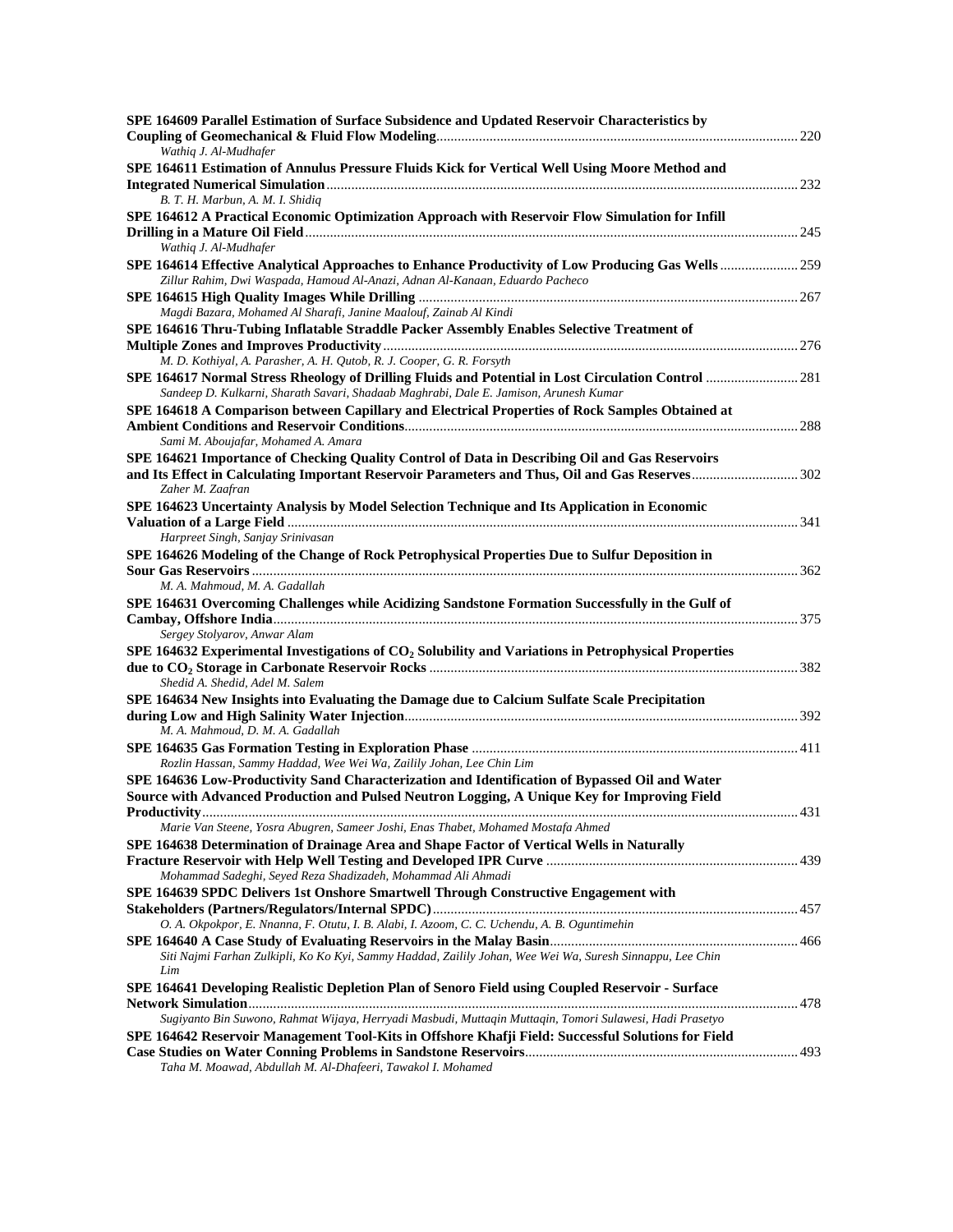**SPE 164609 Parallel Estimation of Surface Subsidence and Updated Reservoir Characteristics by Coupling of Geomechanical & Fluid Flow Modeling** ..... 220
*Wathiq J. Al-Mudhafer*

**SPE 164611 Estimation of Annulus Pressure Fluids Kick for Vertical Well Using Moore Method and Integrated Numerical Simulation** ..... 232
*B. T. H. Marbun, A. M. I. Shidiq*

**SPE 164612 A Practical Economic Optimization Approach with Reservoir Flow Simulation for Infill Drilling in a Mature Oil Field** ..... 245
*Wathiq J. Al-Mudhafer*

**SPE 164614 Effective Analytical Approaches to Enhance Productivity of Low Producing Gas Wells** ..... 259
*Zillur Rahim, Dwi Waspada, Hamoud Al-Anazi, Adnan Al-Kanaan, Eduardo Pacheco*

**SPE 164615 High Quality Images While Drilling** ..... 267
*Magdi Bazara, Mohamed Al Sharafi, Janine Maalouf, Zainab Al Kindi*

**SPE 164616 Thru-Tubing Inflatable Straddle Packer Assembly Enables Selective Treatment of Multiple Zones and Improves Productivity** ..... 276
*M. D. Kothiyal, A. Parasher, A. H. Qutob, R. J. Cooper, G. R. Forsyth*

**SPE 164617 Normal Stress Rheology of Drilling Fluids and Potential in Lost Circulation Control** ..... 281
*Sandeep D. Kulkarni, Sharath Savari, Shadaab Maghrabi, Dale E. Jamison, Arunesh Kumar*

**SPE 164618 A Comparison between Capillary and Electrical Properties of Rock Samples Obtained at Ambient Conditions and Reservoir Conditions** ..... 288
*Sami M. Aboujafar, Mohamed A. Amara*

**SPE 164621 Importance of Checking Quality Control of Data in Describing Oil and Gas Reservoirs and Its Effect in Calculating Important Reservoir Parameters and Thus, Oil and Gas Reserves** ..... 302
*Zaher M. Zaafran*

**SPE 164623 Uncertainty Analysis by Model Selection Technique and Its Application in Economic Valuation of a Large Field** ..... 341
*Harpreet Singh, Sanjay Srinivasan*

**SPE 164626 Modeling of the Change of Rock Petrophysical Properties Due to Sulfur Deposition in Sour Gas Reservoirs** ..... 362
*M. A. Mahmoud, M. A. Gadallah*

**SPE 164631 Overcoming Challenges while Acidizing Sandstone Formation Successfully in the Gulf of Cambay, Offshore India** ..... 375
*Sergey Stolyarov, Anwar Alam*

**SPE 164632 Experimental Investigations of $CO_2$ Solubility and Variations in Petrophysical Properties due to $CO_2$ Storage in Carbonate Reservoir Rocks** ..... 382
*Shedid A. Shedid, Adel M. Salem*

**SPE 164634 New Insights into Evaluating the Damage due to Calcium Sulfate Scale Precipitation during Low and High Salinity Water Injection** ..... 392
*M. A. Mahmoud, D. M. A. Gadallah*

**SPE 164635 Gas Formation Testing in Exploration Phase** ..... 411
*Rozlin Hassan, Sammy Haddad, Wee Wei Wa, Zailily Johan, Lee Chin Lim*

**SPE 164636 Low-Productivity Sand Characterization and Identification of Bypassed Oil and Water Source with Advanced Production and Pulsed Neutron Logging, A Unique Key for Improving Field Productivity** ..... 431
*Marie Van Steene, Yosra Abugren, Sameer Joshi, Enas Thabet, Mohamed Mostafa Ahmed*

**SPE 164638 Determination of Drainage Area and Shape Factor of Vertical Wells in Naturally Fracture Reservoir with Help Well Testing and Developed IPR Curve** ..... 439
*Mohammad Sadeghi, Seyed Reza Shadizadeh, Mohammad Ali Ahmadi*

**SPE 164639 SPDC Delivers 1st Onshore Smartwell Through Constructive Engagement with Stakeholders (Partners/Regulators/Internal SPDC)** ..... 457
*O. A. Okpokpor, E. Nnanna, F. Otutu, I. B. Alabi, I. Azoom, C. C. Uchendu, A. B. Oguntimehin*

**SPE 164640 A Case Study of Evaluating Reservoirs in the Malay Basin** ..... 466
*Siti Najmi Farhan Zulkipli, Ko Ko Kyi, Sammy Haddad, Zailily Johan, Wee Wei Wa, Suresh Sinnappu, Lee Chin Lim*

**SPE 164641 Developing Realistic Depletion Plan of Senoro Field using Coupled Reservoir - Surface Network Simulation** ..... 478
*Sugiyanto Bin Suwono, Rahmat Wijaya, Herryadi Masbudi, Muttaqin Muttaqin, Tomori Sulawesi, Hadi Prasetyo*

**SPE 164642 Reservoir Management Tool-Kits in Offshore Khafji Field: Successful Solutions for Field Case Studies on Water Conning Problems in Sandstone Reservoirs** ..... 493
*Taha M. Moawad, Abdullah M. Al-Dhafeeri, Tawakol I. Mohamed*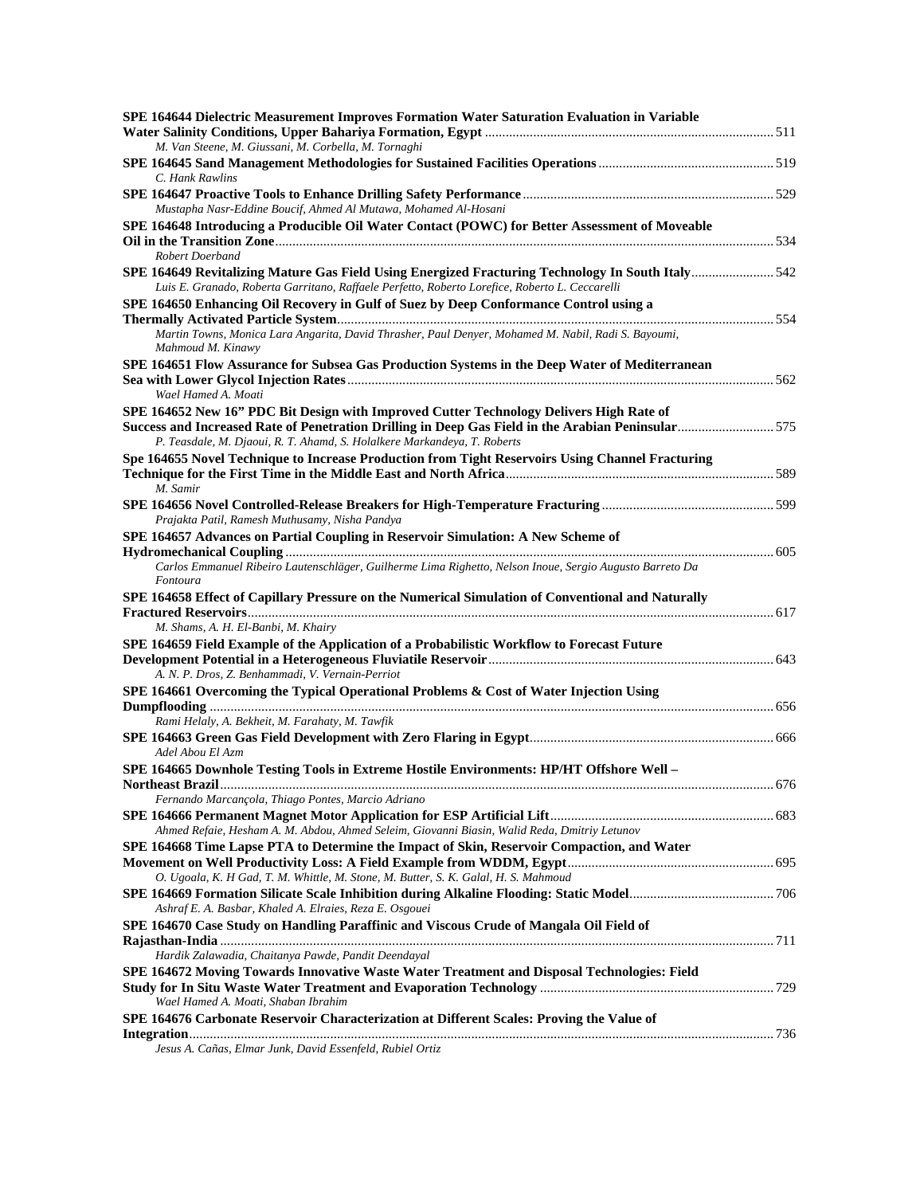**SPE 164644 Dielectric Measurement Improves Formation Water Saturation Evaluation in Variable Water Salinity Conditions, Upper Bahariya Formation, Egypt** ............ 511
*M. Van Steene, M. Giussani, M. Corbella, M. Tornaghi*

**SPE 164645 Sand Management Methodologies for Sustained Facilities Operations** ............ 519
*C. Hank Rawlins*

**SPE 164647 Proactive Tools to Enhance Drilling Safety Performance** ............ 529
*Mustapha Nasr-Eddine Boucif, Ahmed Al Mutawa, Mohamed Al-Hosani*

**SPE 164648 Introducing a Producible Oil Water Contact (POWC) for Better Assessment of Moveable Oil in the Transition Zone** ............ 534
*Robert Doerband*

**SPE 164649 Revitalizing Mature Gas Field Using Energized Fracturing Technology In South Italy** ............ 542
*Luis E. Granado, Roberta Garritano, Raffaele Perfetto, Roberto Lorefice, Roberto L. Ceccarelli*

**SPE 164650 Enhancing Oil Recovery in Gulf of Suez by Deep Conformance Control using a Thermally Activated Particle System** ............ 554
*Martin Towns, Monica Lara Angarita, David Thrasher, Paul Denyer, Mohamed M. Nabil, Radi S. Bayoumi, Mahmoud M. Kinawy*

**SPE 164651 Flow Assurance for Subsea Gas Production Systems in the Deep Water of Mediterranean Sea with Lower Glycol Injection Rates** ............ 562
*Wael Hamed A. Moati*

**SPE 164652 New 16" PDC Bit Design with Improved Cutter Technology Delivers High Rate of Success and Increased Rate of Penetration Drilling in Deep Gas Field in the Arabian Peninsular** ............ 575
*P. Teasdale, M. Djaoui, R. T. Ahamd, S. Holalkere Markandeya, T. Roberts*

**Spe 164655 Novel Technique to Increase Production from Tight Reservoirs Using Channel Fracturing Technique for the First Time in the Middle East and North Africa** ............ 589
*M. Samir*

**SPE 164656 Novel Controlled-Release Breakers for High-Temperature Fracturing** ............ 599
*Prajakta Patil, Ramesh Muthusamy, Nisha Pandya*

**SPE 164657 Advances on Partial Coupling in Reservoir Simulation: A New Scheme of Hydromechanical Coupling** ............ 605
*Carlos Emmanuel Ribeiro Lautenschläger, Guilherme Lima Righetto, Nelson Inoue, Sergio Augusto Barreto Da Fontoura*

**SPE 164658 Effect of Capillary Pressure on the Numerical Simulation of Conventional and Naturally Fractured Reservoirs** ............ 617
*M. Shams, A. H. El-Banbi, M. Khairy*

**SPE 164659 Field Example of the Application of a Probabilistic Workflow to Forecast Future Development Potential in a Heterogeneous Fluviatile Reservoir** ............ 643
*A. N. P. Dros, Z. Benhammadi, V. Vernain-Perriot*

**SPE 164661 Overcoming the Typical Operational Problems & Cost of Water Injection Using Dumpflooding** ............ 656
*Rami Helaly, A. Bekheit, M. Farahaty, M. Tawfik*

**SPE 164663 Green Gas Field Development with Zero Flaring in Egypt** ............ 666
*Adel Abou El Azm*

**SPE 164665 Downhole Testing Tools in Extreme Hostile Environments: HP/HT Offshore Well – Northeast Brazil** ............ 676
*Fernando Marcançola, Thiago Pontes, Marcio Adriano*

**SPE 164666 Permanent Magnet Motor Application for ESP Artificial Lift** ............ 683
*Ahmed Refaie, Hesham A. M. Abdou, Ahmed Seleim, Giovanni Biasin, Walid Reda, Dmitriy Letunov*

**SPE 164668 Time Lapse PTA to Determine the Impact of Skin, Reservoir Compaction, and Water Movement on Well Productivity Loss: A Field Example from WDDM, Egypt** ............ 695
*O. Ugoala, K. H Gad, T. M. Whittle, M. Stone, M. Butter, S. K. Galal, H. S. Mahmoud*

**SPE 164669 Formation Silicate Scale Inhibition during Alkaline Flooding: Static Model** ............ 706
*Ashraf E. A. Basbar, Khaled A. Elraies, Reza E. Osgouei*

**SPE 164670 Case Study on Handling Paraffinic and Viscous Crude of Mangala Oil Field of Rajasthan-India** ............ 711
*Hardik Zalawadia, Chaitanya Pawde, Pandit Deendayal*

**SPE 164672 Moving Towards Innovative Waste Water Treatment and Disposal Technologies: Field Study for In Situ Waste Water Treatment and Evaporation Technology** ............ 729
*Wael Hamed A. Moati, Shaban Ibrahim*

**SPE 164676 Carbonate Reservoir Characterization at Different Scales: Proving the Value of Integration** ............ 736
*Jesus A. Cañas, Elmar Junk, David Essenfeld, Rubiel Ortiz*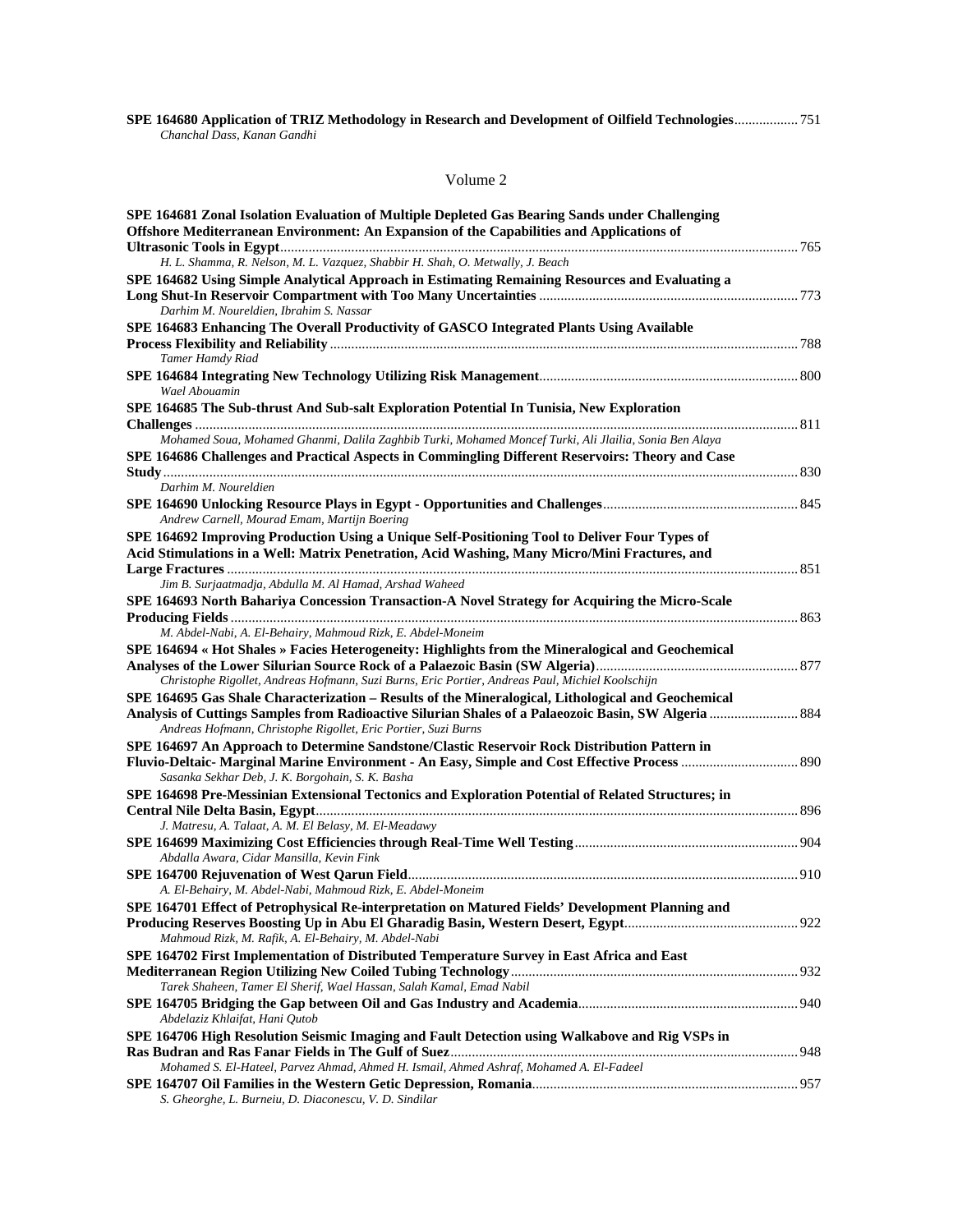**SPE 164680 Application of TRIZ Methodology in Research and Development of Oilfield Technologies** .................. 751
*Chanchal Dass, Kanan Gandhi*

## Volume 2

**SPE 164681 Zonal Isolation Evaluation of Multiple Depleted Gas Bearing Sands under Challenging Offshore Mediterranean Environment: An Expansion of the Capabilities and Applications of Ultrasonic Tools in Egypt** .................. 765
*H. L. Shamma, R. Nelson, M. L. Vazquez, Shabbir H. Shah, O. Metwally, J. Beach*

**SPE 164682 Using Simple Analytical Approach in Estimating Remaining Resources and Evaluating a Long Shut-In Reservoir Compartment with Too Many Uncertainties** .................. 773
*Darhim M. Noureldien, Ibrahim S. Nassar*

**SPE 164683 Enhancing The Overall Productivity of GASCO Integrated Plants Using Available Process Flexibility and Reliability** .................. 788
*Tamer Hamdy Riad*

**SPE 164684 Integrating New Technology Utilizing Risk Management** .................. 800
*Wael Abouamin*

**SPE 164685 The Sub-thrust And Sub-salt Exploration Potential In Tunisia, New Exploration Challenges** .................. 811
*Mohamed Soua, Mohamed Ghanmi, Dalila Zaghbib Turki, Mohamed Moncef Turki, Ali Jlailia, Sonia Ben Alaya*

**SPE 164686 Challenges and Practical Aspects in Commingling Different Reservoirs: Theory and Case Study** .................. 830
*Darhim M. Noureldien*

**SPE 164690 Unlocking Resource Plays in Egypt - Opportunities and Challenges** .................. 845
*Andrew Carnell, Mourad Emam, Martijn Boering*

**SPE 164692 Improving Production Using a Unique Self-Positioning Tool to Deliver Four Types of Acid Stimulations in a Well: Matrix Penetration, Acid Washing, Many Micro/Mini Fractures, and Large Fractures** .................. 851
*Jim B. Surjaatmadja, Abdulla M. Al Hamad, Arshad Waheed*

**SPE 164693 North Bahariya Concession Transaction-A Novel Strategy for Acquiring the Micro-Scale Producing Fields** .................. 863
*M. Abdel-Nabi, A. El-Behairy, Mahmoud Rizk, E. Abdel-Moneim*

**SPE 164694 « Hot Shales » Facies Heterogeneity: Highlights from the Mineralogical and Geochemical Analyses of the Lower Silurian Source Rock of a Palaeozoic Basin (SW Algeria)** .................. 877
*Christophe Rigollet, Andreas Hofmann, Suzi Burns, Eric Portier, Andreas Paul, Michiel Koolschijn*

**SPE 164695 Gas Shale Characterization – Results of the Mineralogical, Lithological and Geochemical Analysis of Cuttings Samples from Radioactive Silurian Shales of a Palaeozoic Basin, SW Algeria** .................. 884
*Andreas Hofmann, Christophe Rigollet, Eric Portier, Suzi Burns*

**SPE 164697 An Approach to Determine Sandstone/Clastic Reservoir Rock Distribution Pattern in Fluvio-Deltaic- Marginal Marine Environment - An Easy, Simple and Cost Effective Process** .................. 890
*Sasanka Sekhar Deb, J. K. Borgohain, S. K. Basha*

**SPE 164698 Pre-Messinian Extensional Tectonics and Exploration Potential of Related Structures; in Central Nile Delta Basin, Egypt** .................. 896
*J. Matresu, A. Talaat, A. M. El Belasy, M. El-Meadawy*

**SPE 164699 Maximizing Cost Efficiencies through Real-Time Well Testing** .................. 904
*Abdalla Awara, Cidar Mansilla, Kevin Fink*

**SPE 164700 Rejuvenation of West Qarun Field** .................. 910
*A. El-Behairy, M. Abdel-Nabi, Mahmoud Rizk, E. Abdel-Moneim*

**SPE 164701 Effect of Petrophysical Re-interpretation on Matured Fields' Development Planning and Producing Reserves Boosting Up in Abu El Gharadig Basin, Western Desert, Egypt** .................. 922
*Mahmoud Rizk, M. Rafik, A. El-Behairy, M. Abdel-Nabi*

**SPE 164702 First Implementation of Distributed Temperature Survey in East Africa and East Mediterranean Region Utilizing New Coiled Tubing Technology** .................. 932
*Tarek Shaheen, Tamer El Sherif, Wael Hassan, Salah Kamal, Emad Nabil*

**SPE 164705 Bridging the Gap between Oil and Gas Industry and Academia** .................. 940
*Abdelaziz Khlaifat, Hani Qutob*

**SPE 164706 High Resolution Seismic Imaging and Fault Detection using Walkabove and Rig VSPs in Ras Budran and Ras Fanar Fields in The Gulf of Suez** .................. 948
*Mohamed S. El-Hateel, Parvez Ahmad, Ahmed H. Ismail, Ahmed Ashraf, Mohamed A. El-Fadeel*

**SPE 164707 Oil Families in the Western Getic Depression, Romania** .................. 957
*S. Gheorghe, L. Burneiu, D. Diaconescu, V. D. Sindilar*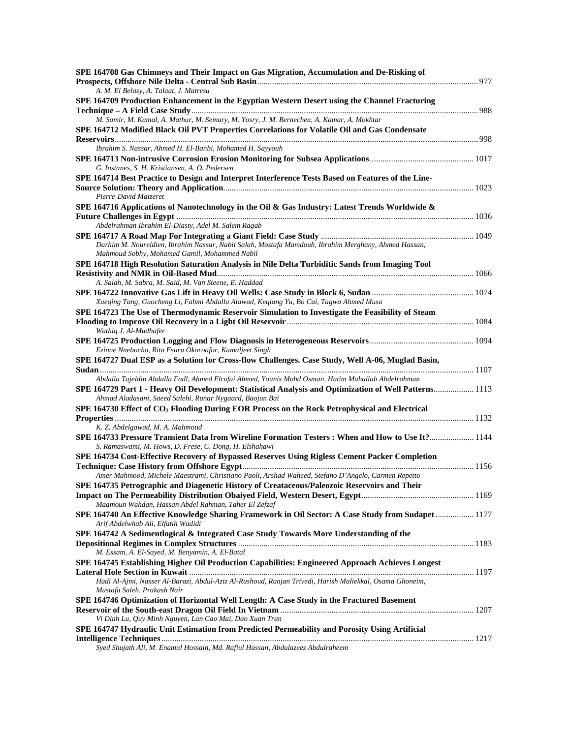**SPE 164708 Gas Chimneys and Their Impact on Gas Migration, Accumulation and De-Risking of Prospects, Offshore Nile Delta - Central Sub Basin** ........ 977
*A. M. El Belasy, A. Talaat, J. Matresu*

**SPE 164709 Production Enhancement in the Egyptian Western Desert using the Channel Fracturing Technique – A Field Case Study** ........ 988
*M. Samir, M. Kamal, A. Mathur, M. Semary, M. Yosry, J. M. Bernechea, A. Kamar, A. Mokhtar*

**SPE 164712 Modified Black Oil PVT Properties Correlations for Volatile Oil and Gas Condensate Reservoirs** ........ 998
*Ibrahim S. Nassar, Ahmed H. El-Banbi, Mohamed H. Sayyouh*

**SPE 164713 Non-intrusive Corrosion Erosion Monitoring for Subsea Applications** ........ 1017
*G. Instanes, S. H. Kristiansen, A. O. Pedersen*

**SPE 164714 Best Practice to Design and Interpret Interference Tests Based on Features of the Line-Source Solution: Theory and Application** ........ 1023
*Pierre-David Maizeret*

**SPE 164716 Applications of Nanotechnology in the Oil & Gas Industry: Latest Trends Worldwide & Future Challenges in Egypt** ........ 1036
*Abdelrahman Ibrahim El-Diasty, Adel M. Salem Ragab*

**SPE 164717 A Road Map For Integrating a Giant Field: Case Study** ........ 1049
*Darhim M. Noureldien, Ibrahim Nassar, Nabil Salah, Mostafa Mamdouh, Ibrahim Merghany, Ahmed Hassan, Mahmoud Sobhy, Mohamed Gamil, Mohammed Nabil*

**SPE 164718 High Resolution Saturation Analysis in Nile Delta Turbiditic Sands from Imaging Tool Resistivity and NMR in Oil-Based Mud** ........ 1066
*A. Salah, M. Sabra, M. Said, M. Van Steene, E. Haddad*

**SPE 164722 Innovative Gas Lift in Heavy Oil Wells: Case Study in Block 6, Sudan** ........ 1074
*Xueqing Tang, Guocheng Li, Fahmi Abdalla Alawad, Keqiang Yu, Bo Cai, Tagwa Ahmed Musa*

**SPE 164723 The Use of Thermodynamic Reservoir Simulation to Investigate the Feasibility of Steam Flooding to Improve Oil Recovery in a Light Oil Reservoir** ........ 1084
*Wathiq J. Al-Mudhafer*

**SPE 164725 Production Logging and Flow Diagnosis in Heterogeneous Reservoirs** ........ 1094
*Ezinne Nnebocha, Rita Esuru Okoroafor, Kamaljeet Singh*

**SPE 164727 Dual ESP as a Solution for Cross-flow Challenges. Case Study, Well A-06, Muglad Basin, Sudan** ........ 1107
*Abdalla Tajeldin Abdalla Fadl, Ahmed Elrufai Ahmed, Younis Mohd Osman, Hatim Muhallab Abdelrahman*

**SPE 164729 Part 1 - Heavy Oil Development: Statistical Analysis and Optimization of Well Patterns** ........ 1113
*Ahmad Aladasani, Saeed Salehi, Runar Nygaard, Baojun Bai*

**SPE 164730 Effect of $CO_2$ Flooding During EOR Process on the Rock Petrophysical and Electrical Properties** ........ 1132
*K. Z. Abdelgawad, M. A. Mahmoud*

**SPE 164733 Pressure Transient Data from Wireline Formation Testers : When and How to Use It?** ........ 1144
*S. Ramaswami, M. Hows, D. Frese, C. Dong, H. Elshahawi*

**SPE 164734 Cost-Effective Recovery of Bypassed Reserves Using Rigless Cement Packer Completion Technique: Case History from Offshore Egypt** ........ 1156
*Amer Mahmood, Michele Maestrami, Christiano Paoli, Arshad Waheed, Stefano D'Angelo, Carmen Repetto*

**SPE 164735 Petrographic and Diagenetic History of Createaceous/Paleozoic Reservoirs and Their Impact on The Permeability Distribution Obaiyed Field, Western Desert, Egypt** ........ 1169
*Maamoun Wahdan, Hassan Abdel Rahman, Taher El Zefzaf*

**SPE 164740 An Effective Knowledge Sharing Framework in Oil Sector: A Case Study from Sudapet** ........ 1177
*Arif Abdelwhab Ali, Elfatih Wadidi*

**SPE 164742 A Sedimentlogical & Integrated Case Study Towards More Understanding of the Depositional Regimes in Complex Structures** ........ 1183
*M. Essam, A. El-Sayed, M. Benyamin, A. El-Batal*

**SPE 164745 Establishing Higher Oil Production Capabilities: Engineered Approach Achieves Longest Lateral Hole Section in Kuwait** ........ 1197
*Hadi Al-Ajmi, Nasser Al-Barazi, Abdul-Aziz Al-Rushoud, Ranjan Trivedi, Harish Maliekkal, Osama Ghoneim, Mustafa Saleh, Prakash Nair*

**SPE 164746 Optimization of Horizontal Well Length: A Case Study in the Fractured Basement Reservoir of the South-east Dragon Oil Field In Vietnam** ........ 1207
*Vi Dinh Lu, Quy Minh Nguyen, Lan Cao Mai, Dao Xuan Tran*

**SPE 164747 Hydraulic Unit Estimation from Predicted Permeability and Porosity Using Artificial Intelligence Techniques** ........ 1217
*Syed Shujath Ali, M. Enamul Hossain, Md. Rafiul Hassan, Abdulazeez Abdulraheem*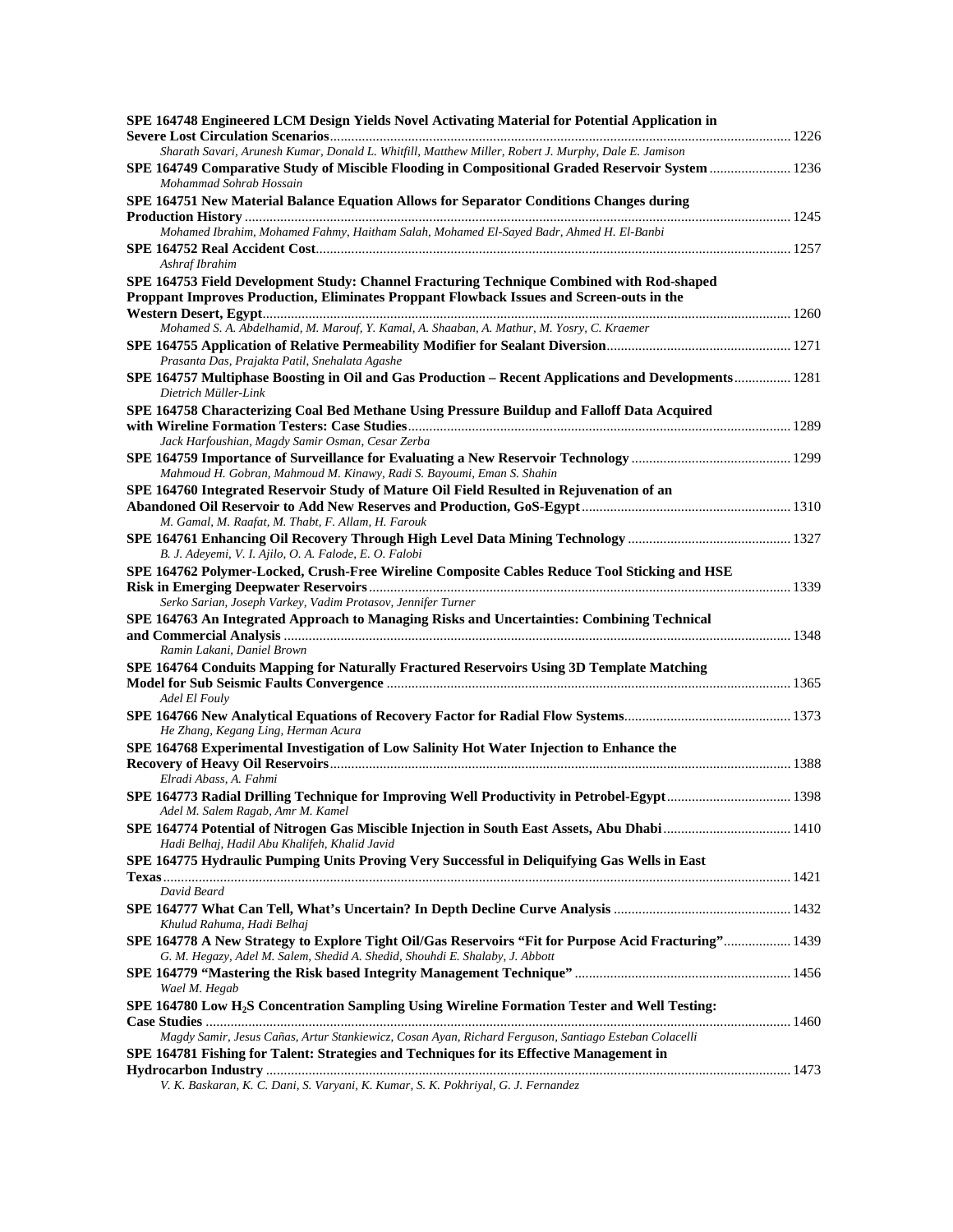**SPE 164748 Engineered LCM Design Yields Novel Activating Material for Potential Application in Severe Lost Circulation Scenarios** .......... 1226
*Sharath Savari, Arunesh Kumar, Donald L. Whitfill, Matthew Miller, Robert J. Murphy, Dale E. Jamison*

**SPE 164749 Comparative Study of Miscible Flooding in Compositional Graded Reservoir System** .......... 1236
*Mohammad Sohrab Hossain*

**SPE 164751 New Material Balance Equation Allows for Separator Conditions Changes during Production History** .......... 1245
*Mohamed Ibrahim, Mohamed Fahmy, Haitham Salah, Mohamed El-Sayed Badr, Ahmed H. El-Banbi*

**SPE 164752 Real Accident Cost** .......... 1257
*Ashraf Ibrahim*

**SPE 164753 Field Development Study: Channel Fracturing Technique Combined with Rod-shaped Proppant Improves Production, Eliminates Proppant Flowback Issues and Screen-outs in the Western Desert, Egypt** .......... 1260
*Mohamed S. A. Abdelhamid, M. Marouf, Y. Kamal, A. Shaaban, A. Mathur, M. Yosry, C. Kraemer*

**SPE 164755 Application of Relative Permeability Modifier for Sealant Diversion** .......... 1271
*Prasanta Das, Prajakta Patil, Snehalata Agashe*

**SPE 164757 Multiphase Boosting in Oil and Gas Production – Recent Applications and Developments** .......... 1281
*Dietrich Müller-Link*

**SPE 164758 Characterizing Coal Bed Methane Using Pressure Buildup and Falloff Data Acquired with Wireline Formation Testers: Case Studies** .......... 1289
*Jack Harfoushian, Magdy Samir Osman, Cesar Zerba*

**SPE 164759 Importance of Surveillance for Evaluating a New Reservoir Technology** .......... 1299
*Mahmoud H. Gobran, Mahmoud M. Kinawy, Radi S. Bayoumi, Eman S. Shahin*

**SPE 164760 Integrated Reservoir Study of Mature Oil Field Resulted in Rejuvenation of an Abandoned Oil Reservoir to Add New Reserves and Production, GoS-Egypt** .......... 1310
*M. Gamal, M. Raafat, M. Thabt, F. Allam, H. Farouk*

**SPE 164761 Enhancing Oil Recovery Through High Level Data Mining Technology** .......... 1327
*B. J. Adeyemi, V. I. Ajilo, O. A. Falode, E. O. Falobi*

**SPE 164762 Polymer-Locked, Crush-Free Wireline Composite Cables Reduce Tool Sticking and HSE Risk in Emerging Deepwater Reservoirs** .......... 1339
*Serko Sarian, Joseph Varkey, Vadim Protasov, Jennifer Turner*

**SPE 164763 An Integrated Approach to Managing Risks and Uncertainties: Combining Technical and Commercial Analysis** .......... 1348
*Ramin Lakani, Daniel Brown*

**SPE 164764 Conduits Mapping for Naturally Fractured Reservoirs Using 3D Template Matching Model for Sub Seismic Faults Convergence** .......... 1365
*Adel El Fouly*

**SPE 164766 New Analytical Equations of Recovery Factor for Radial Flow Systems** .......... 1373
*He Zhang, Kegang Ling, Herman Acura*

**SPE 164768 Experimental Investigation of Low Salinity Hot Water Injection to Enhance the Recovery of Heavy Oil Reservoirs** .......... 1388
*Elradi Abass, A. Fahmi*

**SPE 164773 Radial Drilling Technique for Improving Well Productivity in Petrobel-Egypt** .......... 1398
*Adel M. Salem Ragab, Amr M. Kamel*

**SPE 164774 Potential of Nitrogen Gas Miscible Injection in South East Assets, Abu Dhabi** .......... 1410
*Hadi Belhaj, Hadil Abu Khalifeh, Khalid Javid*

**SPE 164775 Hydraulic Pumping Units Proving Very Successful in Deliquifying Gas Wells in East Texas** .......... 1421
*David Beard*

**SPE 164777 What Can Tell, What's Uncertain? In Depth Decline Curve Analysis** .......... 1432
*Khulud Rahuma, Hadi Belhaj*

**SPE 164778 A New Strategy to Explore Tight Oil/Gas Reservoirs "Fit for Purpose Acid Fracturing"** .......... 1439
*G. M. Hegazy, Adel M. Salem, Shedid A. Shedid, Shouhdi E. Shalaby, J. Abbott*

**SPE 164779 "Mastering the Risk based Integrity Management Technique"** .......... 1456
*Wael M. Hegab*

**SPE 164780 Low $H_2S$ Concentration Sampling Using Wireline Formation Tester and Well Testing: Case Studies** .......... 1460
*Magdy Samir, Jesus Cañas, Artur Stankiewicz, Cosan Ayan, Richard Ferguson, Santiago Esteban Colacelli*

**SPE 164781 Fishing for Talent: Strategies and Techniques for its Effective Management in Hydrocarbon Industry** .......... 1473
*V. K. Baskaran, K. C. Dani, S. Varyani, K. Kumar, S. K. Pokhriyal, G. J. Fernandez*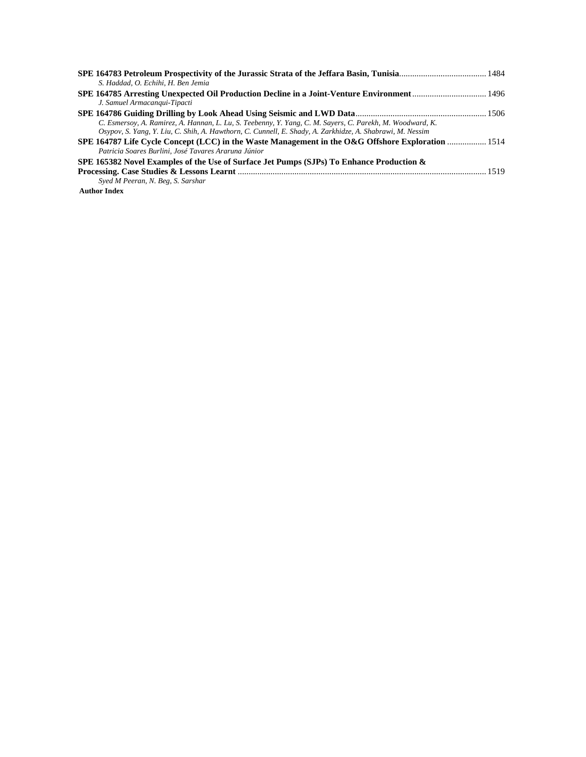**SPE 164783 Petroleum Prospectivity of the Jurassic Strata of the Jeffara Basin, Tunisia**........................................ 1484
*S. Haddad, O. Echihi, H. Ben Jemia*

**SPE 164785 Arresting Unexpected Oil Production Decline in a Joint-Venture Environment**.................................. 1496
*J. Samuel Armacanqui-Tipacti*

**SPE 164786 Guiding Drilling by Look Ahead Using Seismic and LWD Data**............................................................ 1506
*C. Esmersoy, A. Ramirez, A. Hannan, L. Lu, S. Teebenny, Y. Yang, C. M. Sayers, C. Parekh, M. Woodward, K. Osypov, S. Yang, Y. Liu, C. Shih, A. Hawthorn, C. Cunnell, E. Shady, A. Zarkhidze, A. Shabrawi, M. Nessim*

**SPE 164787 Life Cycle Concept (LCC) in the Waste Management in the O&G Offshore Exploration** .................. 1514
*Patricia Soares Burlini, José Tavares Araruna Júnior*

**SPE 165382 Novel Examples of the Use of Surface Jet Pumps (SJPs) To Enhance Production & Processing. Case Studies & Lessons Learnt** .................................................................................................................. 1519
*Syed M Peeran, N. Beg, S. Sarshar*

**Author Index**